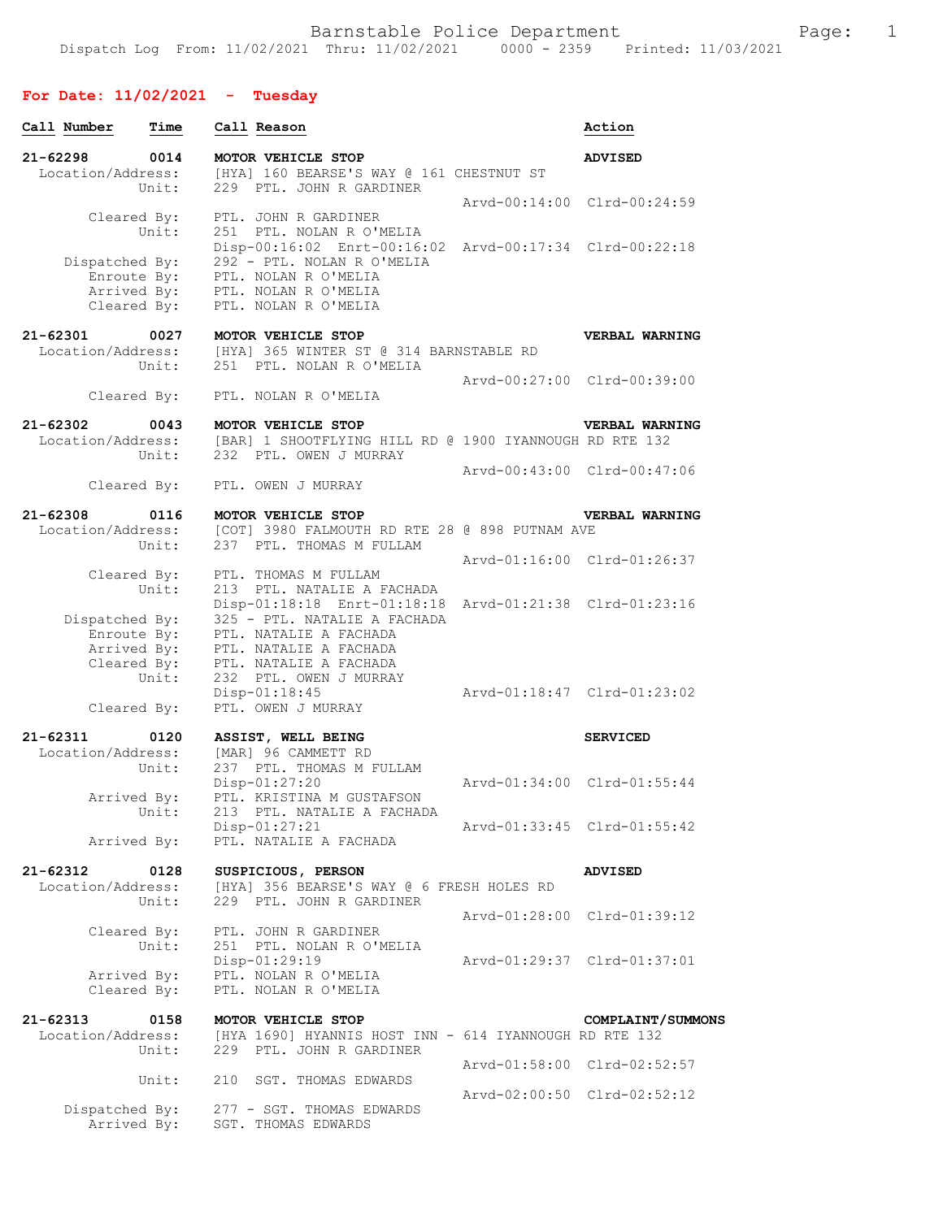Barnstable Police Department

Dispatch Log From: 11/02/2021 Thru: 11/02/2021 0000 - 2359 Printed: 11/03/2021

## For Date: 11/02/2021 - Tuesday

```
Call Number    Time   Call Reason                                         Action

21-62298       0014   MOTOR VEHICLE STOP                                  ADVISED
  Location/Address:   [HYA] 160 BEARSE'S WAY @ 161 CHESTNUT ST
             Unit:    229  PTL. JOHN R GARDINER
                                                   Arvd-00:14:00  Clrd-00:24:59
        Cleared By:   PTL. JOHN R GARDINER
             Unit:    251  PTL. NOLAN R O'MELIA
                      Disp-00:16:02  Enrt-00:16:02  Arvd-00:17:34  Clrd-00:22:18
     Dispatched By:   292 - PTL. NOLAN R O'MELIA
        Enroute By:   PTL. NOLAN R O'MELIA
        Arrived By:   PTL. NOLAN R O'MELIA
        Cleared By:   PTL. NOLAN R O'MELIA

21-62301       0027   MOTOR VEHICLE STOP                                  VERBAL WARNING
  Location/Address:   [HYA] 365 WINTER ST @ 314 BARNSTABLE RD
             Unit:    251  PTL. NOLAN R O'MELIA
                                                   Arvd-00:27:00  Clrd-00:39:00
        Cleared By:   PTL. NOLAN R O'MELIA

21-62302       0043   MOTOR VEHICLE STOP                                  VERBAL WARNING
  Location/Address:   [BAR] 1 SHOOTFLYING HILL RD @ 1900 IYANNOUGH RD RTE 132
             Unit:    232  PTL. OWEN J MURRAY
                                                   Arvd-00:43:00  Clrd-00:47:06
        Cleared By:   PTL. OWEN J MURRAY

21-62308       0116   MOTOR VEHICLE STOP                                  VERBAL WARNING
  Location/Address:   [COT] 3980 FALMOUTH RD RTE 28 @ 898 PUTNAM AVE
             Unit:    237  PTL. THOMAS M FULLAM
                                                   Arvd-01:16:00  Clrd-01:26:37
        Cleared By:   PTL. THOMAS M FULLAM
             Unit:    213  PTL. NATALIE A FACHADA
                      Disp-01:18:18  Enrt-01:18:18  Arvd-01:21:38  Clrd-01:23:16
     Dispatched By:   325 - PTL. NATALIE A FACHADA
        Enroute By:   PTL. NATALIE A FACHADA
        Arrived By:   PTL. NATALIE A FACHADA
        Cleared By:   PTL. NATALIE A FACHADA
             Unit:    232  PTL. OWEN J MURRAY
                      Disp-01:18:45                Arvd-01:18:47  Clrd-01:23:02
        Cleared By:   PTL. OWEN J MURRAY

21-62311       0120   ASSIST, WELL BEING                                  SERVICED
  Location/Address:   [MAR] 96 CAMMETT RD
             Unit:    237  PTL. THOMAS M FULLAM
                      Disp-01:27:20                Arvd-01:34:00  Clrd-01:55:44
        Arrived By:   PTL. KRISTINA M GUSTAFSON
             Unit:    213  PTL. NATALIE A FACHADA
                      Disp-01:27:21                Arvd-01:33:45  Clrd-01:55:42
        Arrived By:   PTL. NATALIE A FACHADA

21-62312       0128   SUSPICIOUS, PERSON                                  ADVISED
  Location/Address:   [HYA] 356 BEARSE'S WAY @ 6 FRESH HOLES RD
             Unit:    229  PTL. JOHN R GARDINER
                                                   Arvd-01:28:00  Clrd-01:39:12
        Cleared By:   PTL. JOHN R GARDINER
             Unit:    251  PTL. NOLAN R O'MELIA
                      Disp-01:29:19                Arvd-01:29:37  Clrd-01:37:01
        Arrived By:   PTL. NOLAN R O'MELIA
        Cleared By:   PTL. NOLAN R O'MELIA

21-62313       0158   MOTOR VEHICLE STOP                                  COMPLAINT/SUMMONS
  Location/Address:   [HYA 1690] HYANNIS HOST INN - 614 IYANNOUGH RD RTE 132
             Unit:    229  PTL. JOHN R GARDINER
                                                   Arvd-01:58:00  Clrd-02:52:57
             Unit:    210  SGT. THOMAS EDWARDS
                                                   Arvd-02:00:50  Clrd-02:52:12
     Dispatched By:   277 - SGT. THOMAS EDWARDS
        Arrived By:   SGT. THOMAS EDWARDS
```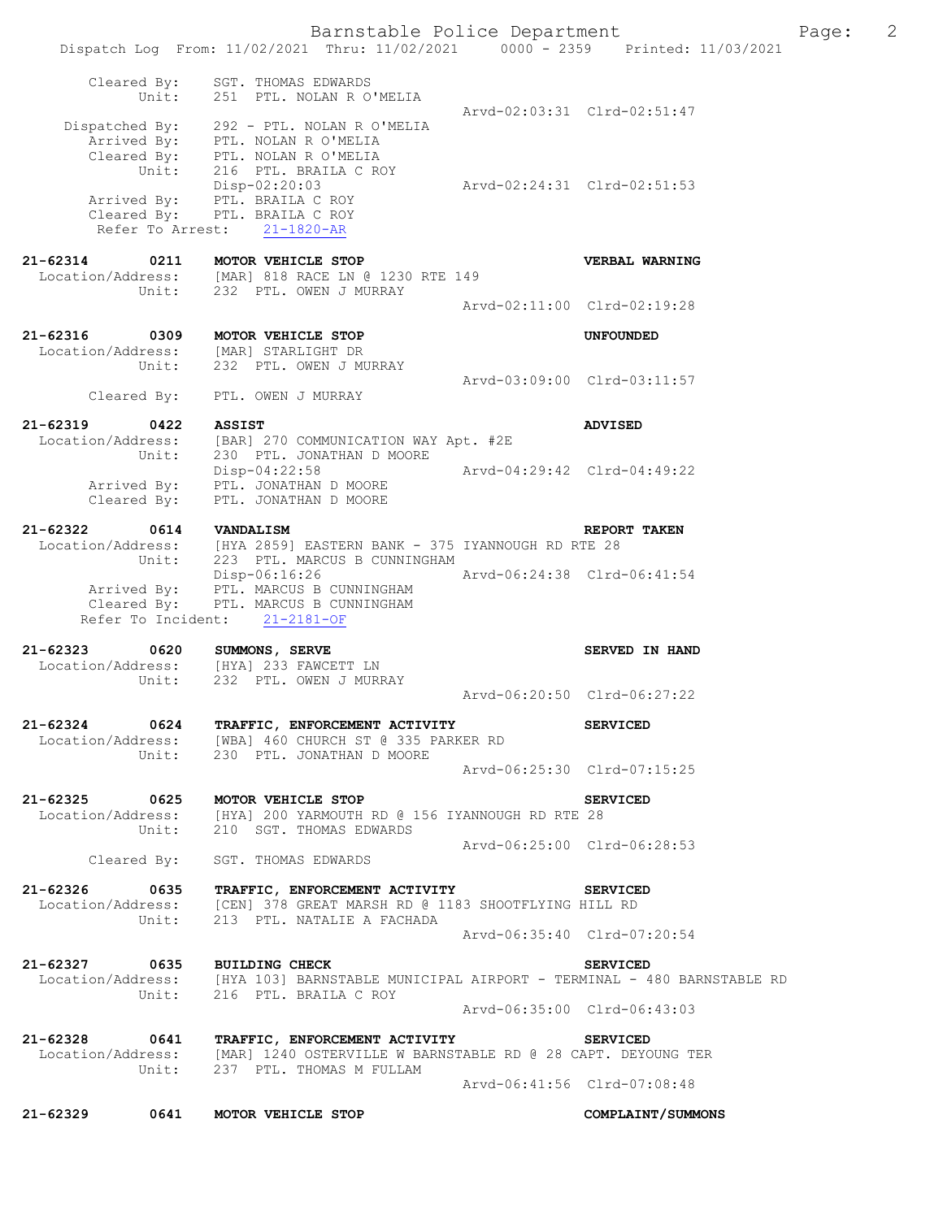Cleared By: SGT. THOMAS EDWARDS
Unit: 251 PTL. NOLAN R O'MELIA
Arvd-02:03:31 Clrd-02:51:47
Dispatched By: 292 - PTL. NOLAN R O'MELIA
Arrived By: PTL. NOLAN R O'MELIA
Cleared By: PTL. NOLAN R O'MELIA
Unit: 216 PTL. BRAILA C ROY
Disp-02:20:03 Arvd-02:24:31 Clrd-02:51:53
Arrived By: PTL. BRAILA C ROY
Cleared By: PTL. BRAILA C ROY
Refer To Arrest: 21-1820-AR

**21-62314 0211 MOTOR VEHICLE STOP** **VERBAL WARNING**
Location/Address: [MAR] 818 RACE LN @ 1230 RTE 149
Unit: 232 PTL. OWEN J MURRAY
Arvd-02:11:00 Clrd-02:19:28

**21-62316 0309 MOTOR VEHICLE STOP** **UNFOUNDED**
Location/Address: [MAR] STARLIGHT DR
Unit: 232 PTL. OWEN J MURRAY
Arvd-03:09:00 Clrd-03:11:57
Cleared By: PTL. OWEN J MURRAY

**21-62319 0422 ASSIST** **ADVISED**
Location/Address: [BAR] 270 COMMUNICATION WAY Apt. #2E
Unit: 230 PTL. JONATHAN D MOORE
Disp-04:22:58 Arvd-04:29:42 Clrd-04:49:22
Arrived By: PTL. JONATHAN D MOORE
Cleared By: PTL. JONATHAN D MOORE

**21-62322 0614 VANDALISM** **REPORT TAKEN**
Location/Address: [HYA 2859] EASTERN BANK - 375 IYANNOUGH RD RTE 28
Unit: 223 PTL. MARCUS B CUNNINGHAM
Disp-06:16:26 Arvd-06:24:38 Clrd-06:41:54
Arrived By: PTL. MARCUS B CUNNINGHAM
Cleared By: PTL. MARCUS B CUNNINGHAM
Refer To Incident: 21-2181-OF

**21-62323 0620 SUMMONS, SERVE** **SERVED IN HAND**
Location/Address: [HYA] 233 FAWCETT LN
Unit: 232 PTL. OWEN J MURRAY
Arvd-06:20:50 Clrd-06:27:22

**21-62324 0624 TRAFFIC, ENFORCEMENT ACTIVITY** **SERVICED**
Location/Address: [WBA] 460 CHURCH ST @ 335 PARKER RD
Unit: 230 PTL. JONATHAN D MOORE
Arvd-06:25:30 Clrd-07:15:25

**21-62325 0625 MOTOR VEHICLE STOP** **SERVICED**
Location/Address: [HYA] 200 YARMOUTH RD @ 156 IYANNOUGH RD RTE 28
Unit: 210 SGT. THOMAS EDWARDS
Arvd-06:25:00 Clrd-06:28:53
Cleared By: SGT. THOMAS EDWARDS

**21-62326 0635 TRAFFIC, ENFORCEMENT ACTIVITY** **SERVICED**
Location/Address: [CEN] 378 GREAT MARSH RD @ 1183 SHOOTFLYING HILL RD
Unit: 213 PTL. NATALIE A FACHADA
Arvd-06:35:40 Clrd-07:20:54

**21-62327 0635 BUILDING CHECK** **SERVICED**
Location/Address: [HYA 103] BARNSTABLE MUNICIPAL AIRPORT - TERMINAL - 480 BARNSTABLE RD
Unit: 216 PTL. BRAILA C ROY
Arvd-06:35:00 Clrd-06:43:03

**21-62328 0641 TRAFFIC, ENFORCEMENT ACTIVITY** **SERVICED**
Location/Address: [MAR] 1240 OSTERVILLE W BARNSTABLE RD @ 28 CAPT. DEYOUNG TER
Unit: 237 PTL. THOMAS M FULLAM
Arvd-06:41:56 Clrd-07:08:48

**21-62329 0641 MOTOR VEHICLE STOP** **COMPLAINT/SUMMONS**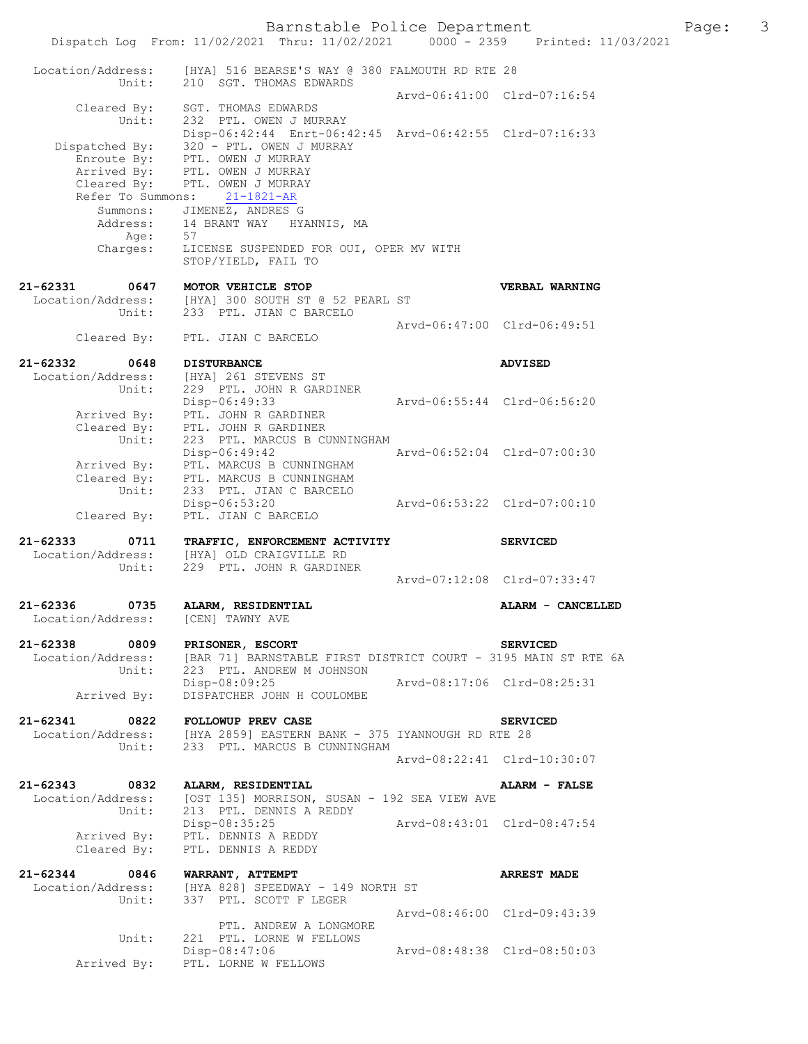Location/Address: [HYA] 516 BEARSE'S WAY @ 380 FALMOUTH RD RTE 28
Unit: 210 SGT. THOMAS EDWARDS
Arvd-06:41:00 Clrd-07:16:54
Cleared By: SGT. THOMAS EDWARDS
Unit: 232 PTL. OWEN J MURRAY
Disp-06:42:44 Enrt-06:42:45 Arvd-06:42:55 Clrd-07:16:33
Dispatched By: 320 - PTL. OWEN J MURRAY
Enroute By: PTL. OWEN J MURRAY
Arrived By: PTL. OWEN J MURRAY
Cleared By: PTL. OWEN J MURRAY
Refer To Summons: 21-1821-AR
Summons: JIMENEZ, ANDRES G
Address: 14 BRANT WAY HYANNIS, MA
Age: 57
Charges: LICENSE SUSPENDED FOR OUI, OPER MV WITH STOP/YIELD, FAIL TO

**21-62331 0647 MOTOR VEHICLE STOP** **VERBAL WARNING**
Location/Address: [HYA] 300 SOUTH ST @ 52 PEARL ST
Unit: 233 PTL. JIAN C BARCELO
Arvd-06:47:00 Clrd-06:49:51
Cleared By: PTL. JIAN C BARCELO

**21-62332 0648 DISTURBANCE** **ADVISED**
Location/Address: [HYA] 261 STEVENS ST
Unit: 229 PTL. JOHN R GARDINER
Disp-06:49:33 Arvd-06:55:44 Clrd-06:56:20
Arrived By: PTL. JOHN R GARDINER
Cleared By: PTL. JOHN R GARDINER
Unit: 223 PTL. MARCUS B CUNNINGHAM
Disp-06:49:42 Arvd-06:52:04 Clrd-07:00:30
Arrived By: PTL. MARCUS B CUNNINGHAM
Cleared By: PTL. MARCUS B CUNNINGHAM
Unit: 233 PTL. JIAN C BARCELO
Disp-06:53:20 Arvd-06:53:22 Clrd-07:00:10
Cleared By: PTL. JIAN C BARCELO

**21-62333 0711 TRAFFIC, ENFORCEMENT ACTIVITY** **SERVICED**
Location/Address: [HYA] OLD CRAIGVILLE RD
Unit: 229 PTL. JOHN R GARDINER
Arvd-07:12:08 Clrd-07:33:47

**21-62336 0735 ALARM, RESIDENTIAL** **ALARM - CANCELLED**
Location/Address: [CEN] TAWNY AVE

**21-62338 0809 PRISONER, ESCORT** **SERVICED**
Location/Address: [BAR 71] BARNSTABLE FIRST DISTRICT COURT - 3195 MAIN ST RTE 6A
Unit: 223 PTL. ANDREW M JOHNSON
Disp-08:09:25 Arvd-08:17:06 Clrd-08:25:31
Arrived By: DISPATCHER JOHN H COULOMBE

**21-62341 0822 FOLLOWUP PREV CASE** **SERVICED**
Location/Address: [HYA 2859] EASTERN BANK - 375 IYANNOUGH RD RTE 28
Unit: 233 PTL. MARCUS B CUNNINGHAM
Arvd-08:22:41 Clrd-10:30:07

**21-62343 0832 ALARM, RESIDENTIAL** **ALARM - FALSE**
Location/Address: [OST 135] MORRISON, SUSAN - 192 SEA VIEW AVE
Unit: 213 PTL. DENNIS A REDDY
Disp-08:35:25 Arvd-08:43:01 Clrd-08:47:54
Arrived By: PTL. DENNIS A REDDY
Cleared By: PTL. DENNIS A REDDY

**21-62344 0846 WARRANT, ATTEMPT** **ARREST MADE**
Location/Address: [HYA 828] SPEEDWAY - 149 NORTH ST
Unit: 337 PTL. SCOTT F LEGER
Arvd-08:46:00 Clrd-09:43:39
PTL. ANDREW A LONGMORE
Unit: 221 PTL. LORNE W FELLOWS
Disp-08:47:06 Arvd-08:48:38 Clrd-08:50:03
Arrived By: PTL. LORNE W FELLOWS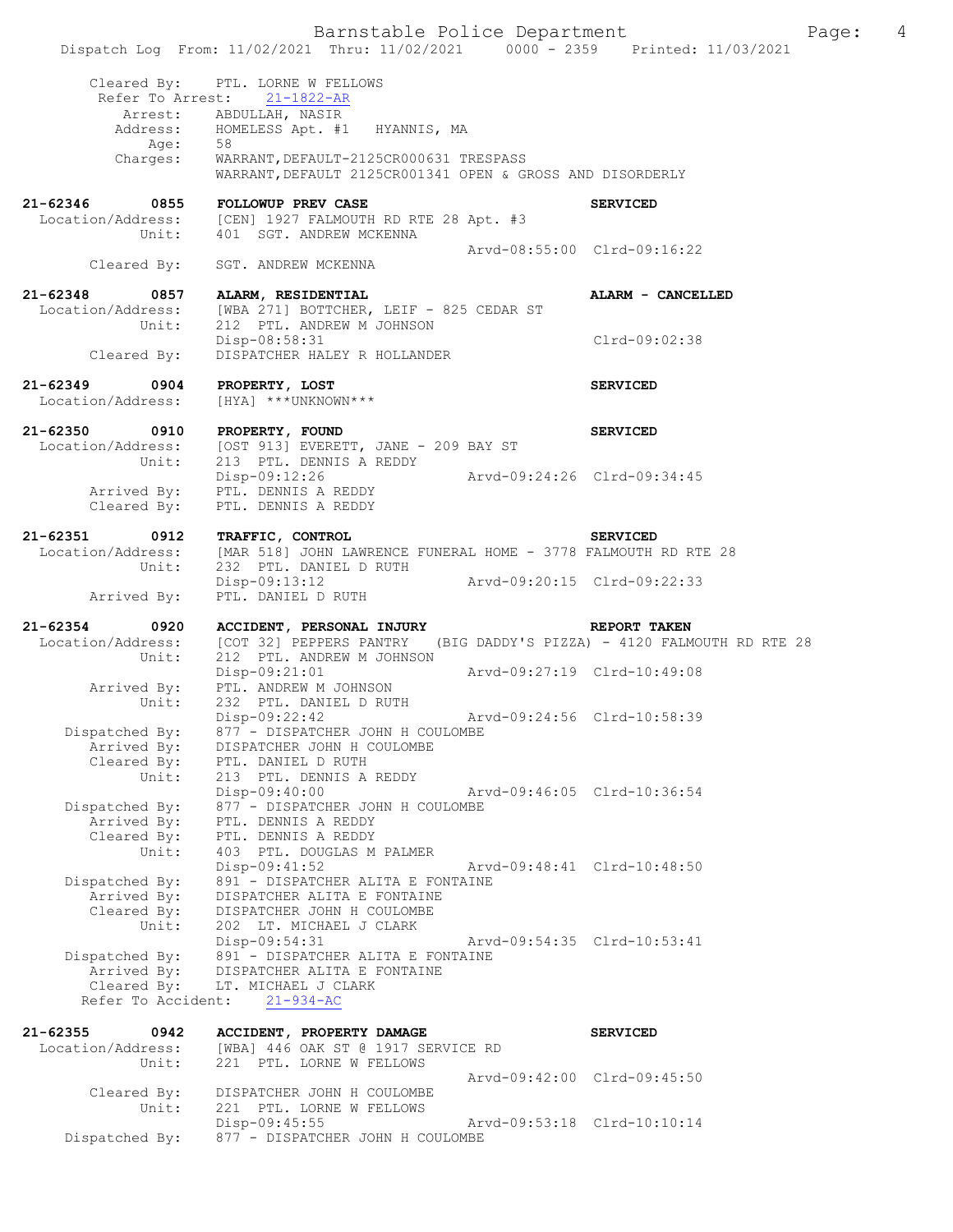```
        Cleared By:    PTL. LORNE W FELLOWS
        Refer To Arrest:    21-1822-AR
            Arrest:    ABDULLAH, NASIR
           Address:    HOMELESS Apt. #1   HYANNIS, MA
               Age:    58
           Charges:    WARRANT,DEFAULT-2125CR000631 TRESPASS
                       WARRANT,DEFAULT 2125CR001341 OPEN & GROSS AND DISORDERLY

21-62346      0855    FOLLOWUP PREV CASE                                SERVICED
 Location/Address:    [CEN] 1927 FALMOUTH RD RTE 28 Apt. #3
            Unit:     401  SGT. ANDREW MCKENNA
                                                   Arvd-08:55:00  Clrd-09:16:22
       Cleared By:    SGT. ANDREW MCKENNA

21-62348      0857    ALARM, RESIDENTIAL                                ALARM - CANCELLED
 Location/Address:    [WBA 271] BOTTCHER, LEIF - 825 CEDAR ST
            Unit:     212  PTL. ANDREW M JOHNSON
                      Disp-08:58:31                                     Clrd-09:02:38
       Cleared By:    DISPATCHER HALEY R HOLLANDER

21-62349      0904    PROPERTY, LOST                                    SERVICED
 Location/Address:    [HYA] ***UNKNOWN***

21-62350      0910    PROPERTY, FOUND                                   SERVICED
 Location/Address:    [OST 913] EVERETT, JANE - 209 BAY ST
            Unit:     213  PTL. DENNIS A REDDY
                      Disp-09:12:26                Arvd-09:24:26  Clrd-09:34:45
       Arrived By:    PTL. DENNIS A REDDY
       Cleared By:    PTL. DENNIS A REDDY

21-62351      0912    TRAFFIC, CONTROL                                  SERVICED
 Location/Address:    [MAR 518] JOHN LAWRENCE FUNERAL HOME - 3778 FALMOUTH RD RTE 28
            Unit:     232  PTL. DANIEL D RUTH
                      Disp-09:13:12                Arvd-09:20:15  Clrd-09:22:33
       Arrived By:    PTL. DANIEL D RUTH

21-62354      0920    ACCIDENT, PERSONAL INJURY                         REPORT TAKEN
 Location/Address:    [COT 32] PEPPERS PANTRY  (BIG DADDY'S PIZZA) - 4120 FALMOUTH RD RTE 28
            Unit:     212  PTL. ANDREW M JOHNSON
                      Disp-09:21:01                Arvd-09:27:19  Clrd-10:49:08
       Arrived By:    PTL. ANDREW M JOHNSON
            Unit:     232  PTL. DANIEL D RUTH
                      Disp-09:22:42                Arvd-09:24:56  Clrd-10:58:39
    Dispatched By:    877 - DISPATCHER JOHN H COULOMBE
       Arrived By:    DISPATCHER JOHN H COULOMBE
       Cleared By:    PTL. DANIEL D RUTH
            Unit:     213  PTL. DENNIS A REDDY
                      Disp-09:40:00                Arvd-09:46:05  Clrd-10:36:54
    Dispatched By:    877 - DISPATCHER JOHN H COULOMBE
       Arrived By:    PTL. DENNIS A REDDY
       Cleared By:    PTL. DENNIS A REDDY
            Unit:     403  PTL. DOUGLAS M PALMER
                      Disp-09:41:52                Arvd-09:48:41  Clrd-10:48:50
    Dispatched By:    891 - DISPATCHER ALITA E FONTAINE
       Arrived By:    DISPATCHER ALITA E FONTAINE
       Cleared By:    DISPATCHER JOHN H COULOMBE
            Unit:     202  LT. MICHAEL J CLARK
                      Disp-09:54:31                Arvd-09:54:35  Clrd-10:53:41
    Dispatched By:    891 - DISPATCHER ALITA E FONTAINE
       Arrived By:    DISPATCHER ALITA E FONTAINE
       Cleared By:    LT. MICHAEL J CLARK
    Refer To Accident:    21-934-AC

21-62355      0942    ACCIDENT, PROPERTY DAMAGE                         SERVICED
 Location/Address:    [WBA] 446 OAK ST @ 1917 SERVICE RD
            Unit:     221  PTL. LORNE W FELLOWS
                                                   Arvd-09:42:00  Clrd-09:45:50
       Cleared By:    DISPATCHER JOHN H COULOMBE
            Unit:     221  PTL. LORNE W FELLOWS
                      Disp-09:45:55                Arvd-09:53:18  Clrd-10:10:14
    Dispatched By:    877 - DISPATCHER JOHN H COULOMBE
```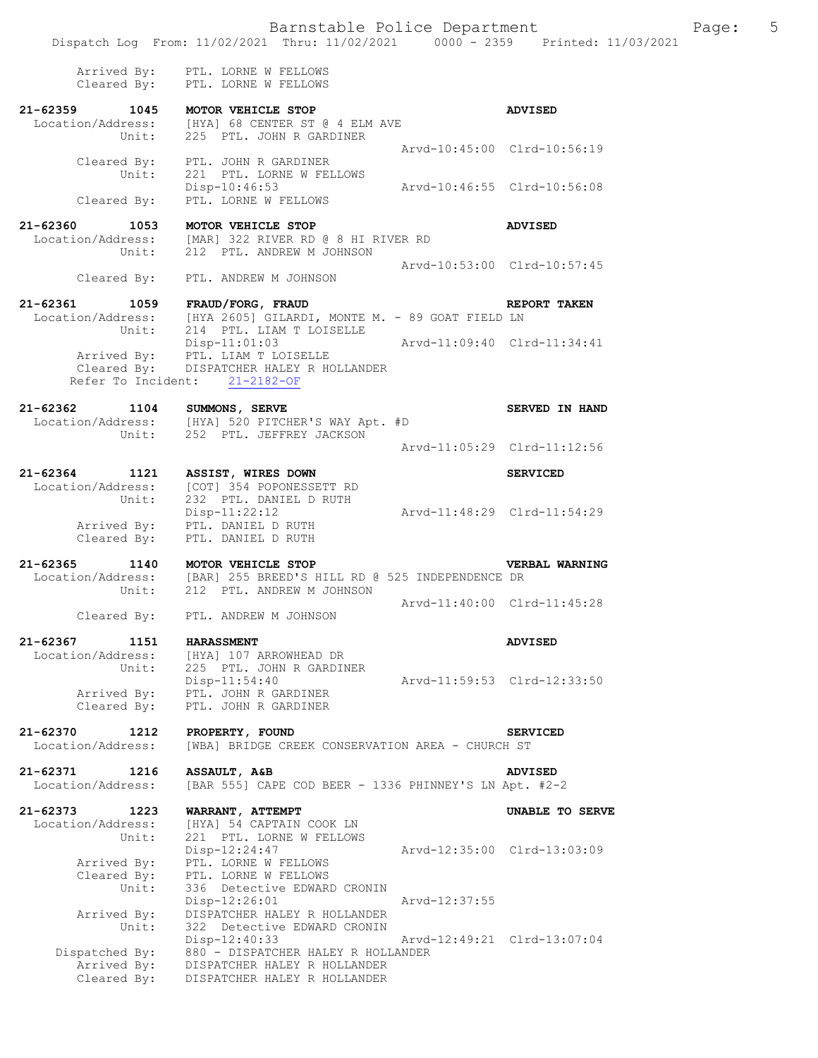Arrived By: PTL. LORNE W FELLOWS
Cleared By: PTL. LORNE W FELLOWS

**21-62359 1045 MOTOR VEHICLE STOP** **ADVISED**
Location/Address: [HYA] 68 CENTER ST @ 4 ELM AVE
Unit: 225 PTL. JOHN R GARDINER
Arvd-10:45:00 Clrd-10:56:19
Cleared By: PTL. JOHN R GARDINER
Unit: 221 PTL. LORNE W FELLOWS
Disp-10:46:53 Arvd-10:46:55 Clrd-10:56:08
Cleared By: PTL. LORNE W FELLOWS

**21-62360 1053 MOTOR VEHICLE STOP** **ADVISED**
Location/Address: [MAR] 322 RIVER RD @ 8 HI RIVER RD
Unit: 212 PTL. ANDREW M JOHNSON
Arvd-10:53:00 Clrd-10:57:45
Cleared By: PTL. ANDREW M JOHNSON

**21-62361 1059 FRAUD/FORG, FRAUD** **REPORT TAKEN**
Location/Address: [HYA 2605] GILARDI, MONTE M. - 89 GOAT FIELD LN
Unit: 214 PTL. LIAM T LOISELLE
Disp-11:01:03 Arvd-11:09:40 Clrd-11:34:41
Arrived By: PTL. LIAM T LOISELLE
Cleared By: DISPATCHER HALEY R HOLLANDER
Refer To Incident: 21-2182-OF

**21-62362 1104 SUMMONS, SERVE** **SERVED IN HAND**
Location/Address: [HYA] 520 PITCHER'S WAY Apt. #D
Unit: 252 PTL. JEFFREY JACKSON
Arvd-11:05:29 Clrd-11:12:56

**21-62364 1121 ASSIST, WIRES DOWN** **SERVICED**
Location/Address: [COT] 354 POPONESSETT RD
Unit: 232 PTL. DANIEL D RUTH
Disp-11:22:12 Arvd-11:48:29 Clrd-11:54:29
Arrived By: PTL. DANIEL D RUTH
Cleared By: PTL. DANIEL D RUTH

**21-62365 1140 MOTOR VEHICLE STOP** **VERBAL WARNING**
Location/Address: [BAR] 255 BREED'S HILL RD @ 525 INDEPENDENCE DR
Unit: 212 PTL. ANDREW M JOHNSON
Arvd-11:40:00 Clrd-11:45:28
Cleared By: PTL. ANDREW M JOHNSON

**21-62367 1151 HARASSMENT** **ADVISED**
Location/Address: [HYA] 107 ARROWHEAD DR
Unit: 225 PTL. JOHN R GARDINER
Disp-11:54:40 Arvd-11:59:53 Clrd-12:33:50
Arrived By: PTL. JOHN R GARDINER
Cleared By: PTL. JOHN R GARDINER

**21-62370 1212 PROPERTY, FOUND** **SERVICED**
Location/Address: [WBA] BRIDGE CREEK CONSERVATION AREA - CHURCH ST

**21-62371 1216 ASSAULT, A&B** **ADVISED**
Location/Address: [BAR 555] CAPE COD BEER - 1336 PHINNEY'S LN Apt. #2-2

**21-62373 1223 WARRANT, ATTEMPT** **UNABLE TO SERVE**
Location/Address: [HYA] 54 CAPTAIN COOK LN
Unit: 221 PTL. LORNE W FELLOWS
Disp-12:24:47 Arvd-12:35:00 Clrd-13:03:09
Arrived By: PTL. LORNE W FELLOWS
Cleared By: PTL. LORNE W FELLOWS
Unit: 336 Detective EDWARD CRONIN
Disp-12:26:01 Arvd-12:37:55
Arrived By: DISPATCHER HALEY R HOLLANDER
Unit: 322 Detective EDWARD CRONIN
Disp-12:40:33 Arvd-12:49:21 Clrd-13:07:04
Dispatched By: 880 - DISPATCHER HALEY R HOLLANDER
Arrived By: DISPATCHER HALEY R HOLLANDER
Cleared By: DISPATCHER HALEY R HOLLANDER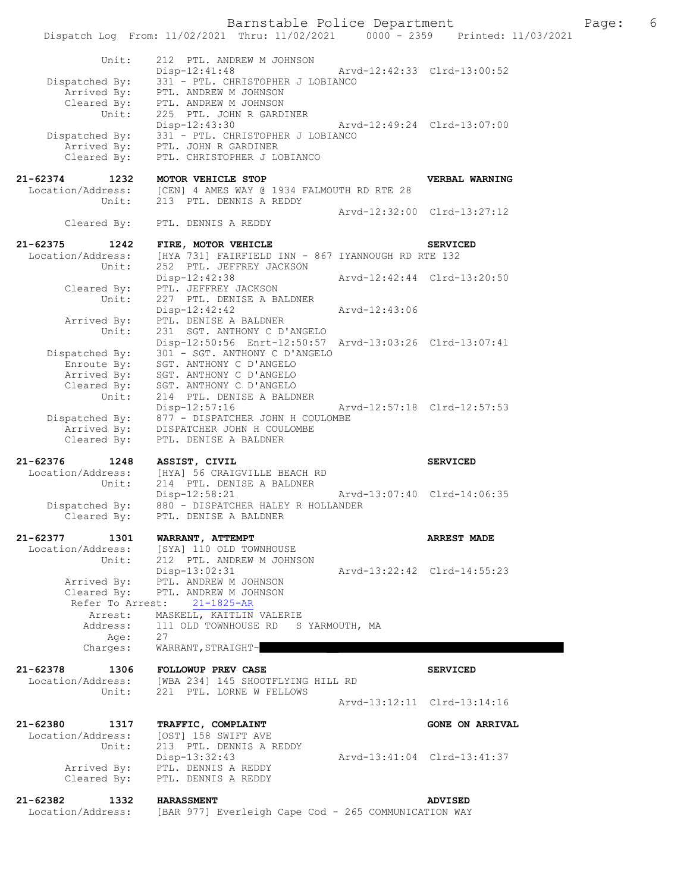Unit: 212 PTL. ANDREW M JOHNSON
Disp-12:41:48 Arvd-12:42:33 Clrd-13:00:52
Dispatched By: 331 - PTL. CHRISTOPHER J LOBIANCO
Arrived By: PTL. ANDREW M JOHNSON
Cleared By: PTL. ANDREW M JOHNSON
Unit: 225 PTL. JOHN R GARDINER
Disp-12:43:30 Arvd-12:49:24 Clrd-13:07:00
Dispatched By: 331 - PTL. CHRISTOPHER J LOBIANCO
Arrived By: PTL. JOHN R GARDINER
Cleared By: PTL. CHRISTOPHER J LOBIANCO

**21-62374 1232 MOTOR VEHICLE STOP** **VERBAL WARNING**
Location/Address: [CEN] 4 AMES WAY @ 1934 FALMOUTH RD RTE 28
Unit: 213 PTL. DENNIS A REDDY
Arvd-12:32:00 Clrd-13:27:12
Cleared By: PTL. DENNIS A REDDY

**21-62375 1242 FIRE, MOTOR VEHICLE** **SERVICED**
Location/Address: [HYA 731] FAIRFIELD INN - 867 IYANNOUGH RD RTE 132
Unit: 252 PTL. JEFFREY JACKSON
Disp-12:42:38 Arvd-12:42:44 Clrd-13:20:50
Cleared By: PTL. JEFFREY JACKSON
Unit: 227 PTL. DENISE A BALDNER
Disp-12:42:42 Arvd-12:43:06
Arrived By: PTL. DENISE A BALDNER
Unit: 231 SGT. ANTHONY C D'ANGELO
Disp-12:50:56 Enrt-12:50:57 Arvd-13:03:26 Clrd-13:07:41
Dispatched By: 301 - SGT. ANTHONY C D'ANGELO
Enroute By: SGT. ANTHONY C D'ANGELO
Arrived By: SGT. ANTHONY C D'ANGELO
Cleared By: SGT. ANTHONY C D'ANGELO
Unit: 214 PTL. DENISE A BALDNER
Disp-12:57:16 Arvd-12:57:18 Clrd-12:57:53
Dispatched By: 877 - DISPATCHER JOHN H COULOMBE
Arrived By: DISPATCHER JOHN H COULOMBE
Cleared By: PTL. DENISE A BALDNER

**21-62376 1248 ASSIST, CIVIL** **SERVICED**
Location/Address: [HYA] 56 CRAIGVILLE BEACH RD
Unit: 214 PTL. DENISE A BALDNER
Disp-12:58:21 Arvd-13:07:40 Clrd-14:06:35
Dispatched By: 880 - DISPATCHER HALEY R HOLLANDER
Cleared By: PTL. DENISE A BALDNER

**21-62377 1301 WARRANT, ATTEMPT** **ARREST MADE**
Location/Address: [SYA] 110 OLD TOWNHOUSE
Unit: 212 PTL. ANDREW M JOHNSON
Disp-13:02:31 Arvd-13:22:42 Clrd-14:55:23
Arrived By: PTL. ANDREW M JOHNSON
Cleared By: PTL. ANDREW M JOHNSON
Refer To Arrest: 21-1825-AR
Arrest: MASKELL, KAITLIN VALERIE
Address: 111 OLD TOWNHOUSE RD S YARMOUTH, MA
Age: 27
Charges: WARRANT,STRAIGHT-

**21-62378 1306 FOLLOWUP PREV CASE** **SERVICED**
Location/Address: [WBA 234] 145 SHOOTFLYING HILL RD
Unit: 221 PTL. LORNE W FELLOWS
Arvd-13:12:11 Clrd-13:14:16

**21-62380 1317 TRAFFIC, COMPLAINT** **GONE ON ARRIVAL**
Location/Address: [OST] 158 SWIFT AVE
Unit: 213 PTL. DENNIS A REDDY
Disp-13:32:43 Arvd-13:41:04 Clrd-13:41:37
Arrived By: PTL. DENNIS A REDDY
Cleared By: PTL. DENNIS A REDDY

**21-62382 1332 HARASSMENT** **ADVISED**
Location/Address: [BAR 977] Everleigh Cape Cod - 265 COMMUNICATION WAY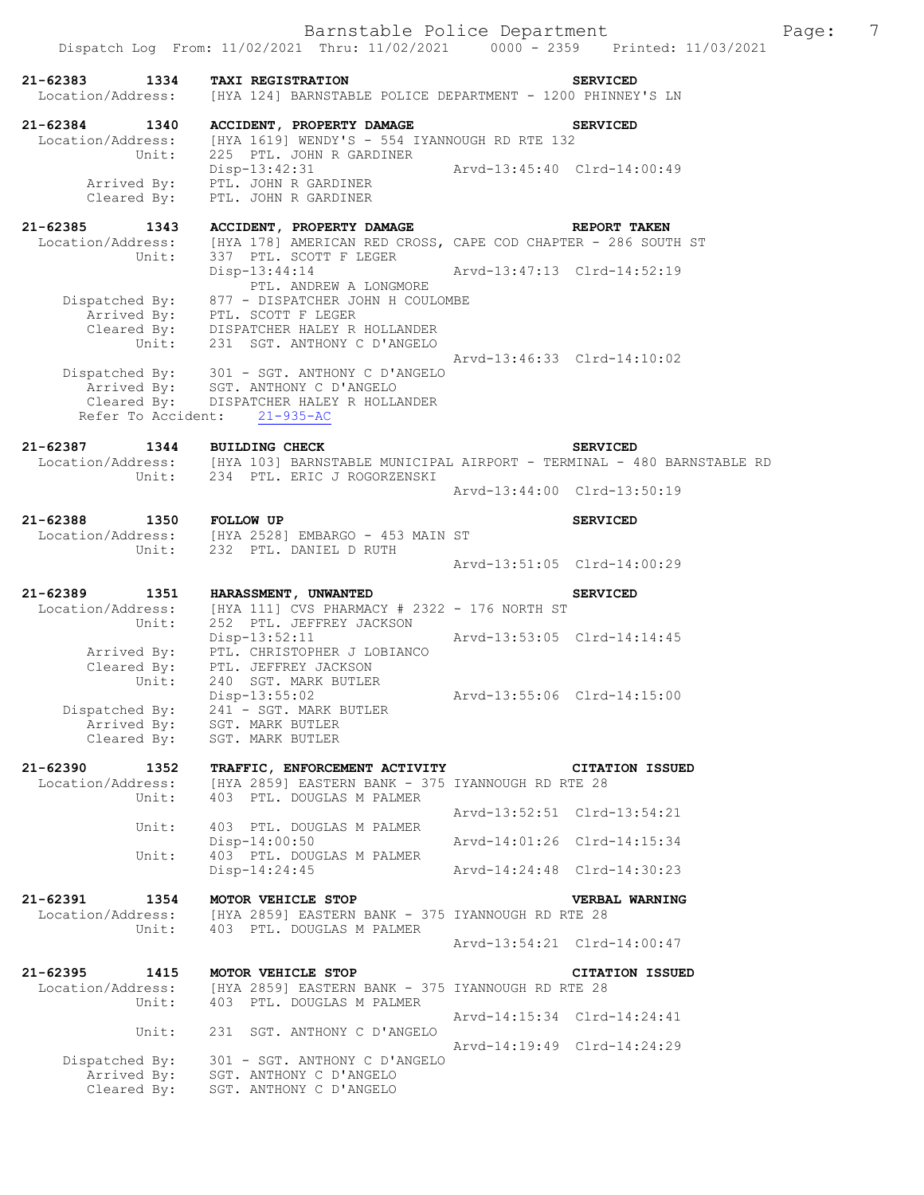```
21-62383        1334    TAXI REGISTRATION                                SERVICED
 Location/Address:      [HYA 124] BARNSTABLE POLICE DEPARTMENT - 1200 PHINNEY'S LN

21-62384        1340    ACCIDENT, PROPERTY DAMAGE                        SERVICED
 Location/Address:      [HYA 1619] WENDY'S - 554 IYANNOUGH RD RTE 132
            Unit:       225  PTL. JOHN R GARDINER
                        Disp-13:42:31                   Arvd-13:45:40  Clrd-14:00:49
      Arrived By:       PTL. JOHN R GARDINER
      Cleared By:       PTL. JOHN R GARDINER

21-62385        1343    ACCIDENT, PROPERTY DAMAGE                        REPORT TAKEN
 Location/Address:      [HYA 178] AMERICAN RED CROSS, CAPE COD CHAPTER - 286 SOUTH ST
            Unit:       337  PTL. SCOTT F LEGER
                        Disp-13:44:14                   Arvd-13:47:13  Clrd-14:52:19
                            PTL. ANDREW A LONGMORE
   Dispatched By:       877 - DISPATCHER JOHN H COULOMBE
      Arrived By:       PTL. SCOTT F LEGER
      Cleared By:       DISPATCHER HALEY R HOLLANDER
            Unit:       231  SGT. ANTHONY C D'ANGELO
                                                        Arvd-13:46:33  Clrd-14:10:02
   Dispatched By:       301 - SGT. ANTHONY C D'ANGELO
      Arrived By:       SGT. ANTHONY C D'ANGELO
      Cleared By:       DISPATCHER HALEY R HOLLANDER
   Refer To Accident:   21-935-AC

21-62387        1344    BUILDING CHECK                                   SERVICED
 Location/Address:      [HYA 103] BARNSTABLE MUNICIPAL AIRPORT - TERMINAL - 480 BARNSTABLE RD
            Unit:       234  PTL. ERIC J ROGORZENSKI
                                                        Arvd-13:44:00  Clrd-13:50:19

21-62388        1350    FOLLOW UP                                        SERVICED
 Location/Address:      [HYA 2528] EMBARGO - 453 MAIN ST
            Unit:       232  PTL. DANIEL D RUTH
                                                        Arvd-13:51:05  Clrd-14:00:29

21-62389        1351    HARASSMENT, UNWANTED                             SERVICED
 Location/Address:      [HYA 111] CVS PHARMACY # 2322 - 176 NORTH ST
            Unit:       252  PTL. JEFFREY JACKSON
                        Disp-13:52:11                   Arvd-13:53:05  Clrd-14:14:45
      Arrived By:       PTL. CHRISTOPHER J LOBIANCO
      Cleared By:       PTL. JEFFREY JACKSON
            Unit:       240  SGT. MARK BUTLER
                        Disp-13:55:02                   Arvd-13:55:06  Clrd-14:15:00
   Dispatched By:       241 - SGT. MARK BUTLER
      Arrived By:       SGT. MARK BUTLER
      Cleared By:       SGT. MARK BUTLER

21-62390        1352    TRAFFIC, ENFORCEMENT ACTIVITY                    CITATION ISSUED
 Location/Address:      [HYA 2859] EASTERN BANK - 375 IYANNOUGH RD RTE 28
            Unit:       403  PTL. DOUGLAS M PALMER
                                                        Arvd-13:52:51  Clrd-13:54:21
            Unit:       403  PTL. DOUGLAS M PALMER
                        Disp-14:00:50                   Arvd-14:01:26  Clrd-14:15:34
            Unit:       403  PTL. DOUGLAS M PALMER
                        Disp-14:24:45                   Arvd-14:24:48  Clrd-14:30:23

21-62391        1354    MOTOR VEHICLE STOP                               VERBAL WARNING
 Location/Address:      [HYA 2859] EASTERN BANK - 375 IYANNOUGH RD RTE 28
            Unit:       403  PTL. DOUGLAS M PALMER
                                                        Arvd-13:54:21  Clrd-14:00:47

21-62395        1415    MOTOR VEHICLE STOP                               CITATION ISSUED
 Location/Address:      [HYA 2859] EASTERN BANK - 375 IYANNOUGH RD RTE 28
            Unit:       403  PTL. DOUGLAS M PALMER
                                                        Arvd-14:15:34  Clrd-14:24:41
            Unit:       231  SGT. ANTHONY C D'ANGELO
                                                        Arvd-14:19:49  Clrd-14:24:29
   Dispatched By:       301 - SGT. ANTHONY C D'ANGELO
      Arrived By:       SGT. ANTHONY C D'ANGELO
      Cleared By:       SGT. ANTHONY C D'ANGELO
```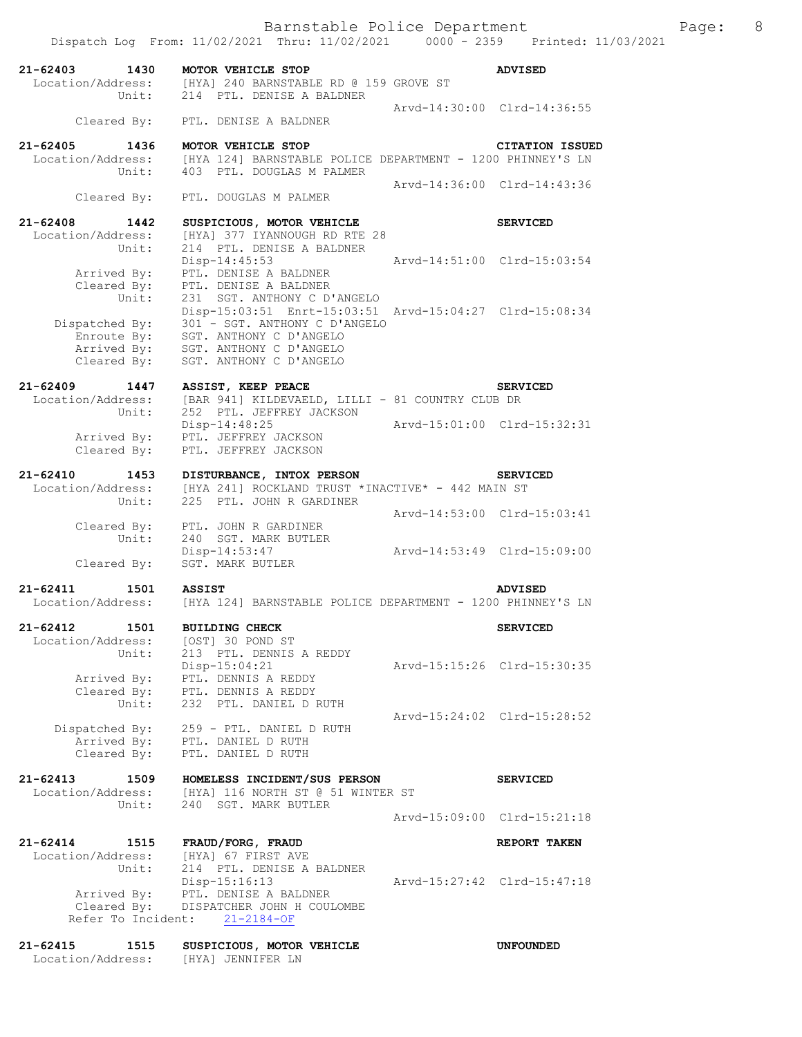Barnstable Police Department

Dispatch Log From: 11/02/2021 Thru: 11/02/2021 0000 - 2359 Printed: 11/03/2021

```
21-62403      1430   MOTOR VEHICLE STOP                                  ADVISED
 Location/Address:   [HYA] 240 BARNSTABLE RD @ 159 GROVE ST
            Unit:    214  PTL. DENISE A BALDNER
                                              Arvd-14:30:00  Clrd-14:36:55
      Cleared By:    PTL. DENISE A BALDNER

21-62405      1436   MOTOR VEHICLE STOP                                  CITATION ISSUED
 Location/Address:   [HYA 124] BARNSTABLE POLICE DEPARTMENT - 1200 PHINNEY'S LN
            Unit:    403  PTL. DOUGLAS M PALMER
                                              Arvd-14:36:00  Clrd-14:43:36
      Cleared By:    PTL. DOUGLAS M PALMER

21-62408      1442   SUSPICIOUS, MOTOR VEHICLE                           SERVICED
 Location/Address:   [HYA] 377 IYANNOUGH RD RTE 28
            Unit:    214  PTL. DENISE A BALDNER
                     Disp-14:45:53                Arvd-14:51:00  Clrd-15:03:54
      Arrived By:    PTL. DENISE A BALDNER
      Cleared By:    PTL. DENISE A BALDNER
            Unit:    231  SGT. ANTHONY C D'ANGELO
                     Disp-15:03:51  Enrt-15:03:51  Arvd-15:04:27  Clrd-15:08:34
   Dispatched By:    301 - SGT. ANTHONY C D'ANGELO
      Enroute By:    SGT. ANTHONY C D'ANGELO
      Arrived By:    SGT. ANTHONY C D'ANGELO
      Cleared By:    SGT. ANTHONY C D'ANGELO

21-62409      1447   ASSIST, KEEP PEACE                                  SERVICED
 Location/Address:   [BAR 941] KILDEVAELD, LILLI - 81 COUNTRY CLUB DR
            Unit:    252  PTL. JEFFREY JACKSON
                     Disp-14:48:25                Arvd-15:01:00  Clrd-15:32:31
      Arrived By:    PTL. JEFFREY JACKSON
      Cleared By:    PTL. JEFFREY JACKSON

21-62410      1453   DISTURBANCE, INTOX PERSON                           SERVICED
 Location/Address:   [HYA 241] ROCKLAND TRUST *INACTIVE* - 442 MAIN ST
            Unit:    225  PTL. JOHN R GARDINER
                                              Arvd-14:53:00  Clrd-15:03:41
      Cleared By:    PTL. JOHN R GARDINER
            Unit:    240  SGT. MARK BUTLER
                     Disp-14:53:47                Arvd-14:53:49  Clrd-15:09:00
      Cleared By:    SGT. MARK BUTLER

21-62411      1501   ASSIST                                              ADVISED
 Location/Address:   [HYA 124] BARNSTABLE POLICE DEPARTMENT - 1200 PHINNEY'S LN

21-62412      1501   BUILDING CHECK                                      SERVICED
 Location/Address:   [OST] 30 POND ST
            Unit:    213  PTL. DENNIS A REDDY
                     Disp-15:04:21                Arvd-15:15:26  Clrd-15:30:35
      Arrived By:    PTL. DENNIS A REDDY
      Cleared By:    PTL. DENNIS A REDDY
            Unit:    232  PTL. DANIEL D RUTH
                                              Arvd-15:24:02  Clrd-15:28:52
   Dispatched By:    259 - PTL. DANIEL D RUTH
      Arrived By:    PTL. DANIEL D RUTH
      Cleared By:    PTL. DANIEL D RUTH

21-62413      1509   HOMELESS INCIDENT/SUS PERSON                        SERVICED
 Location/Address:   [HYA] 116 NORTH ST @ 51 WINTER ST
            Unit:    240  SGT. MARK BUTLER
                                              Arvd-15:09:00  Clrd-15:21:18

21-62414      1515   FRAUD/FORG, FRAUD                                   REPORT TAKEN
 Location/Address:   [HYA] 67 FIRST AVE
            Unit:    214  PTL. DENISE A BALDNER
                     Disp-15:16:13                Arvd-15:27:42  Clrd-15:47:18
      Arrived By:    PTL. DENISE A BALDNER
      Cleared By:    DISPATCHER JOHN H COULOMBE
   Refer To Incident:   21-2184-OF

21-62415      1515   SUSPICIOUS, MOTOR VEHICLE                           UNFOUNDED
 Location/Address:   [HYA] JENNIFER LN
```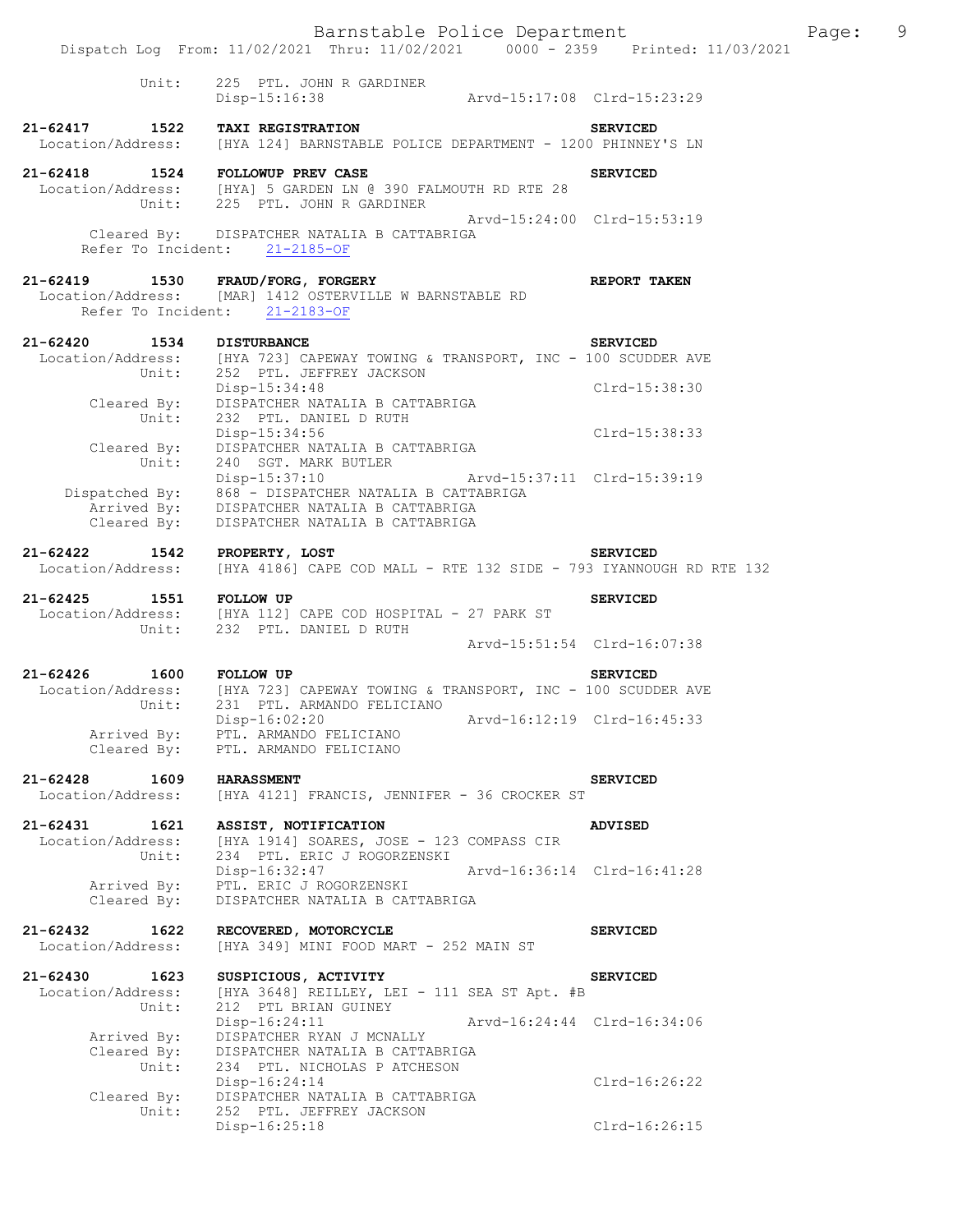Unit: 225 PTL. JOHN R GARDINER
Disp-15:16:38 Arvd-15:17:08 Clrd-15:23:29

**21-62417 1522 TAXI REGISTRATION** **SERVICED**
Location/Address: [HYA 124] BARNSTABLE POLICE DEPARTMENT - 1200 PHINNEY'S LN

**21-62418 1524 FOLLOWUP PREV CASE** **SERVICED**
Location/Address: [HYA] 5 GARDEN LN @ 390 FALMOUTH RD RTE 28
Unit: 225 PTL. JOHN R GARDINER
Arvd-15:24:00 Clrd-15:53:19
Cleared By: DISPATCHER NATALIA B CATTABRIGA
Refer To Incident: 21-2185-OF

**21-62419 1530 FRAUD/FORG, FORGERY** **REPORT TAKEN**
Location/Address: [MAR] 1412 OSTERVILLE W BARNSTABLE RD
Refer To Incident: 21-2183-OF

**21-62420 1534 DISTURBANCE** **SERVICED**
Location/Address: [HYA 723] CAPEWAY TOWING & TRANSPORT, INC - 100 SCUDDER AVE
Unit: 252 PTL. JEFFREY JACKSON
Disp-15:34:48 Clrd-15:38:30
Cleared By: DISPATCHER NATALIA B CATTABRIGA
Unit: 232 PTL. DANIEL D RUTH
Disp-15:34:56 Clrd-15:38:33
Cleared By: DISPATCHER NATALIA B CATTABRIGA
Unit: 240 SGT. MARK BUTLER
Disp-15:37:10 Arvd-15:37:11 Clrd-15:39:19
Dispatched By: 868 - DISPATCHER NATALIA B CATTABRIGA
Arrived By: DISPATCHER NATALIA B CATTABRIGA
Cleared By: DISPATCHER NATALIA B CATTABRIGA

**21-62422 1542 PROPERTY, LOST** **SERVICED**
Location/Address: [HYA 4186] CAPE COD MALL - RTE 132 SIDE - 793 IYANNOUGH RD RTE 132

**21-62425 1551 FOLLOW UP** **SERVICED**
Location/Address: [HYA 112] CAPE COD HOSPITAL - 27 PARK ST
Unit: 232 PTL. DANIEL D RUTH
Arvd-15:51:54 Clrd-16:07:38

**21-62426 1600 FOLLOW UP** **SERVICED**
Location/Address: [HYA 723] CAPEWAY TOWING & TRANSPORT, INC - 100 SCUDDER AVE
Unit: 231 PTL. ARMANDO FELICIANO
Disp-16:02:20 Arvd-16:12:19 Clrd-16:45:33
Arrived By: PTL. ARMANDO FELICIANO
Cleared By: PTL. ARMANDO FELICIANO

**21-62428 1609 HARASSMENT** **SERVICED**
Location/Address: [HYA 4121] FRANCIS, JENNIFER - 36 CROCKER ST

**21-62431 1621 ASSIST, NOTIFICATION** **ADVISED**
Location/Address: [HYA 1914] SOARES, JOSE - 123 COMPASS CIR
Unit: 234 PTL. ERIC J ROGORZENSKI
Disp-16:32:47 Arvd-16:36:14 Clrd-16:41:28
Arrived By: PTL. ERIC J ROGORZENSKI
Cleared By: DISPATCHER NATALIA B CATTABRIGA

**21-62432 1622 RECOVERED, MOTORCYCLE** **SERVICED**
Location/Address: [HYA 349] MINI FOOD MART - 252 MAIN ST

**21-62430 1623 SUSPICIOUS, ACTIVITY** **SERVICED**
Location/Address: [HYA 3648] REILLEY, LEI - 111 SEA ST Apt. #B
Unit: 212 PTL BRIAN GUINEY
Disp-16:24:11 Arvd-16:24:44 Clrd-16:34:06
Arrived By: DISPATCHER RYAN J MCNALLY
Cleared By: DISPATCHER NATALIA B CATTABRIGA
Unit: 234 PTL. NICHOLAS P ATCHESON
Disp-16:24:14 Clrd-16:26:22
Cleared By: DISPATCHER NATALIA B CATTABRIGA
Unit: 252 PTL. JEFFREY JACKSON
Disp-16:25:18 Clrd-16:26:15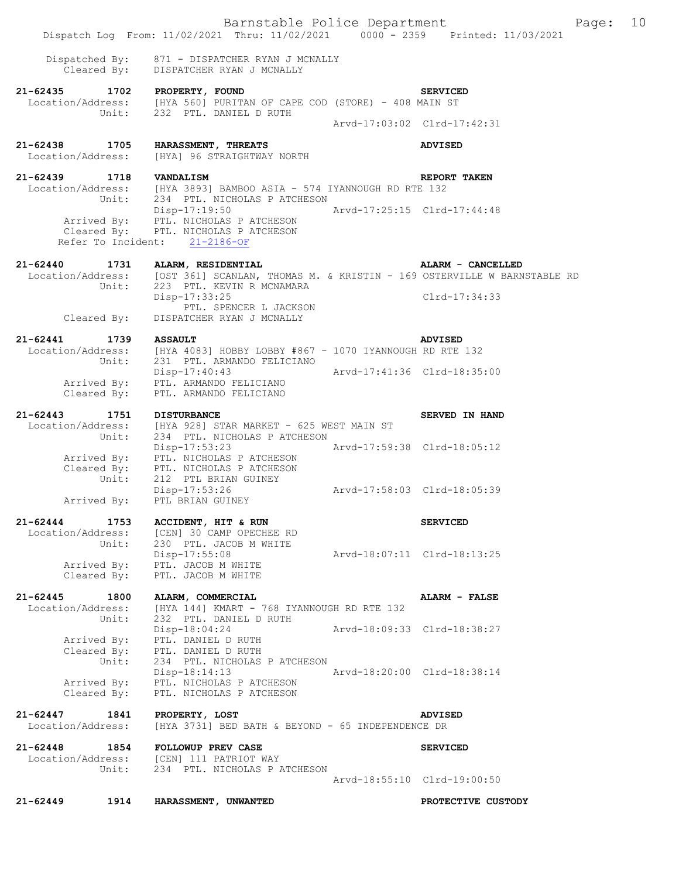Dispatched By: 871 - DISPATCHER RYAN J MCNALLY
Cleared By: DISPATCHER RYAN J MCNALLY

**21-62435 1702 PROPERTY, FOUND** **SERVICED**
Location/Address: [HYA 560] PURITAN OF CAPE COD (STORE) - 408 MAIN ST
Unit: 232 PTL. DANIEL D RUTH
Arvd-17:03:02 Clrd-17:42:31

**21-62438 1705 HARASSMENT, THREATS** **ADVISED**
Location/Address: [HYA] 96 STRAIGHTWAY NORTH

**21-62439 1718 VANDALISM** **REPORT TAKEN**
Location/Address: [HYA 3893] BAMBOO ASIA - 574 IYANNOUGH RD RTE 132
Unit: 234 PTL. NICHOLAS P ATCHESON
Disp-17:19:50 Arvd-17:25:15 Clrd-17:44:48
Arrived By: PTL. NICHOLAS P ATCHESON
Cleared By: PTL. NICHOLAS P ATCHESON
Refer To Incident: 21-2186-OF

**21-62440 1731 ALARM, RESIDENTIAL** **ALARM - CANCELLED**
Location/Address: [OST 361] SCANLAN, THOMAS M. & KRISTIN - 169 OSTERVILLE W BARNSTABLE RD
Unit: 223 PTL. KEVIN R MCNAMARA
Disp-17:33:25 Clrd-17:34:33
PTL. SPENCER L JACKSON
Cleared By: DISPATCHER RYAN J MCNALLY

**21-62441 1739 ASSAULT** **ADVISED**
Location/Address: [HYA 4083] HOBBY LOBBY #867 - 1070 IYANNOUGH RD RTE 132
Unit: 231 PTL. ARMANDO FELICIANO
Disp-17:40:43 Arvd-17:41:36 Clrd-18:35:00
Arrived By: PTL. ARMANDO FELICIANO
Cleared By: PTL. ARMANDO FELICIANO

**21-62443 1751 DISTURBANCE** **SERVED IN HAND**
Location/Address: [HYA 928] STAR MARKET - 625 WEST MAIN ST
Unit: 234 PTL. NICHOLAS P ATCHESON
Disp-17:53:23 Arvd-17:59:38 Clrd-18:05:12
Arrived By: PTL. NICHOLAS P ATCHESON
Cleared By: PTL. NICHOLAS P ATCHESON
Unit: 212 PTL BRIAN GUINEY
Disp-17:53:26 Arvd-17:58:03 Clrd-18:05:39
Arrived By: PTL BRIAN GUINEY

**21-62444 1753 ACCIDENT, HIT & RUN** **SERVICED**
Location/Address: [CEN] 30 CAMP OPECHEE RD
Unit: 230 PTL. JACOB M WHITE
Disp-17:55:08 Arvd-18:07:11 Clrd-18:13:25
Arrived By: PTL. JACOB M WHITE
Cleared By: PTL. JACOB M WHITE

**21-62445 1800 ALARM, COMMERCIAL** **ALARM - FALSE**
Location/Address: [HYA 144] KMART - 768 IYANNOUGH RD RTE 132
Unit: 232 PTL. DANIEL D RUTH
Disp-18:04:24 Arvd-18:09:33 Clrd-18:38:27
Arrived By: PTL. DANIEL D RUTH
Cleared By: PTL. DANIEL D RUTH
Unit: 234 PTL. NICHOLAS P ATCHESON
Disp-18:14:13 Arvd-18:20:00 Clrd-18:38:14
Arrived By: PTL. NICHOLAS P ATCHESON
Cleared By: PTL. NICHOLAS P ATCHESON

**21-62447 1841 PROPERTY, LOST** **ADVISED**
Location/Address: [HYA 3731] BED BATH & BEYOND - 65 INDEPENDENCE DR

**21-62448 1854 FOLLOWUP PREV CASE** **SERVICED**
Location/Address: [CEN] 111 PATRIOT WAY
Unit: 234 PTL. NICHOLAS P ATCHESON
Arvd-18:55:10 Clrd-19:00:50

**21-62449 1914 HARASSMENT, UNWANTED** **PROTECTIVE CUSTODY**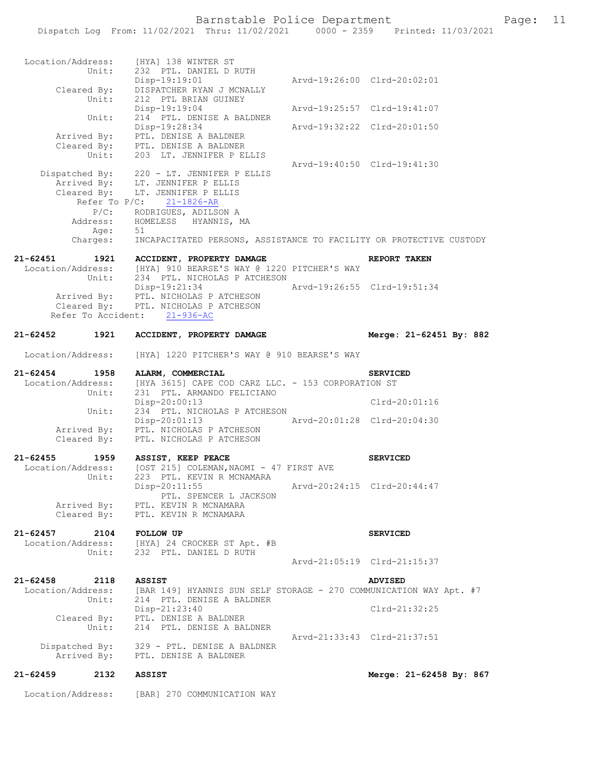```
  Location/Address:    [HYA] 138 WINTER ST
             Unit:    232  PTL. DANIEL D RUTH
                      Disp-19:19:01                 Arvd-19:26:00  Clrd-20:02:01
       Cleared By:    DISPATCHER RYAN J MCNALLY
             Unit:    212  PTL BRIAN GUINEY
                      Disp-19:19:04                 Arvd-19:25:57  Clrd-19:41:07
             Unit:    214  PTL. DENISE A BALDNER
                      Disp-19:28:34                 Arvd-19:32:22  Clrd-20:01:50
       Arrived By:    PTL. DENISE A BALDNER
       Cleared By:    PTL. DENISE A BALDNER
             Unit:    203  LT. JENNIFER P ELLIS
                                                    Arvd-19:40:50  Clrd-19:41:30
    Dispatched By:    220 - LT. JENNIFER P ELLIS
       Arrived By:    LT. JENNIFER P ELLIS
       Cleared By:    LT. JENNIFER P ELLIS
         Refer To P/C:    21-1826-AR
              P/C:    RODRIGUES, ADILSON A
          Address:    HOMELESS   HYANNIS, MA
              Age:    51
          Charges:    INCAPACITATED PERSONS, ASSISTANCE TO FACILITY OR PROTECTIVE CUSTODY

21-62451      1921    ACCIDENT, PROPERTY DAMAGE                     REPORT TAKEN
  Location/Address:    [HYA] 910 BEARSE'S WAY @ 1220 PITCHER'S WAY
             Unit:    234  PTL. NICHOLAS P ATCHESON
                      Disp-19:21:34                 Arvd-19:26:55  Clrd-19:51:34
       Arrived By:    PTL. NICHOLAS P ATCHESON
       Cleared By:    PTL. NICHOLAS P ATCHESON
   Refer To Accident:    21-936-AC

21-62452      1921    ACCIDENT, PROPERTY DAMAGE                     Merge: 21-62451 By: 882

  Location/Address:    [HYA] 1220 PITCHER'S WAY @ 910 BEARSE'S WAY

21-62454      1958    ALARM, COMMERCIAL                             SERVICED
  Location/Address:    [HYA 3615] CAPE COD CARZ LLC. - 153 CORPORATION ST
             Unit:    231  PTL. ARMANDO FELICIANO
                      Disp-20:00:13                                Clrd-20:01:16
             Unit:    234  PTL. NICHOLAS P ATCHESON
                      Disp-20:01:13                 Arvd-20:01:28  Clrd-20:04:30
       Arrived By:    PTL. NICHOLAS P ATCHESON
       Cleared By:    PTL. NICHOLAS P ATCHESON

21-62455      1959    ASSIST, KEEP PEACE                            SERVICED
  Location/Address:    [OST 215] COLEMAN,NAOMI - 47 FIRST AVE
             Unit:    223  PTL. KEVIN R MCNAMARA
                      Disp-20:11:55                 Arvd-20:24:15  Clrd-20:44:47
                         PTL. SPENCER L JACKSON
       Arrived By:    PTL. KEVIN R MCNAMARA
       Cleared By:    PTL. KEVIN R MCNAMARA

21-62457      2104    FOLLOW UP                                     SERVICED
  Location/Address:    [HYA] 24 CROCKER ST Apt. #B
             Unit:    232  PTL. DANIEL D RUTH
                                                    Arvd-21:05:19  Clrd-21:15:37

21-62458      2118    ASSIST                                        ADVISED
  Location/Address:    [BAR 149] HYANNIS SUN SELF STORAGE - 270 COMMUNICATION WAY Apt. #7
             Unit:    214  PTL. DENISE A BALDNER
                      Disp-21:23:40                                Clrd-21:32:25
       Cleared By:    PTL. DENISE A BALDNER
             Unit:    214  PTL. DENISE A BALDNER
                                                    Arvd-21:33:43  Clrd-21:37:51
    Dispatched By:    329 - PTL. DENISE A BALDNER
       Arrived By:    PTL. DENISE A BALDNER

21-62459      2132    ASSIST                                        Merge: 21-62458 By: 867

  Location/Address:    [BAR] 270 COMMUNICATION WAY
```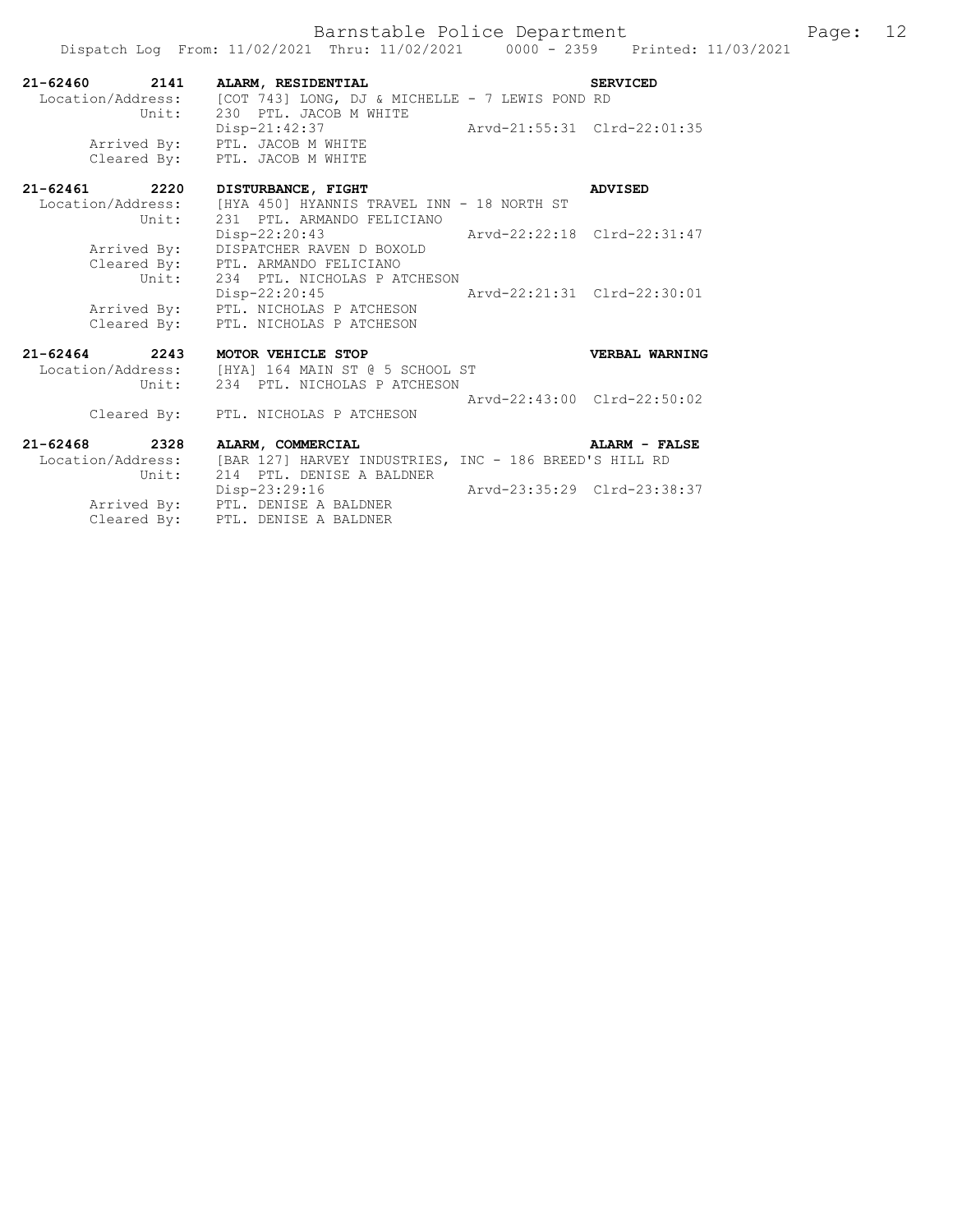**21-62460 2141 ALARM, RESIDENTIAL** **SERVICED**

Location/Address: [COT 743] LONG, DJ & MICHELLE - 7 LEWIS POND RD
Unit: 230 PTL. JACOB M WHITE
Disp-21:42:37 Arvd-21:55:31 Clrd-22:01:35
Arrived By: PTL. JACOB M WHITE
Cleared By: PTL. JACOB M WHITE

**21-62461 2220 DISTURBANCE, FIGHT** **ADVISED**

Location/Address: [HYA 450] HYANNIS TRAVEL INN - 18 NORTH ST
Unit: 231 PTL. ARMANDO FELICIANO
Disp-22:20:43 Arvd-22:22:18 Clrd-22:31:47
Arrived By: DISPATCHER RAVEN D BOXOLD
Cleared By: PTL. ARMANDO FELICIANO
Unit: 234 PTL. NICHOLAS P ATCHESON
Disp-22:20:45 Arvd-22:21:31 Clrd-22:30:01
Arrived By: PTL. NICHOLAS P ATCHESON
Cleared By: PTL. NICHOLAS P ATCHESON

**21-62464 2243 MOTOR VEHICLE STOP** **VERBAL WARNING**

Location/Address: [HYA] 164 MAIN ST @ 5 SCHOOL ST
Unit: 234 PTL. NICHOLAS P ATCHESON
Arvd-22:43:00 Clrd-22:50:02
Cleared By: PTL. NICHOLAS P ATCHESON

**21-62468 2328 ALARM, COMMERCIAL** **ALARM - FALSE**

Location/Address: [BAR 127] HARVEY INDUSTRIES, INC - 186 BREED'S HILL RD
Unit: 214 PTL. DENISE A BALDNER
Disp-23:29:16 Arvd-23:35:29 Clrd-23:38:37
Arrived By: PTL. DENISE A BALDNER
Cleared By: PTL. DENISE A BALDNER